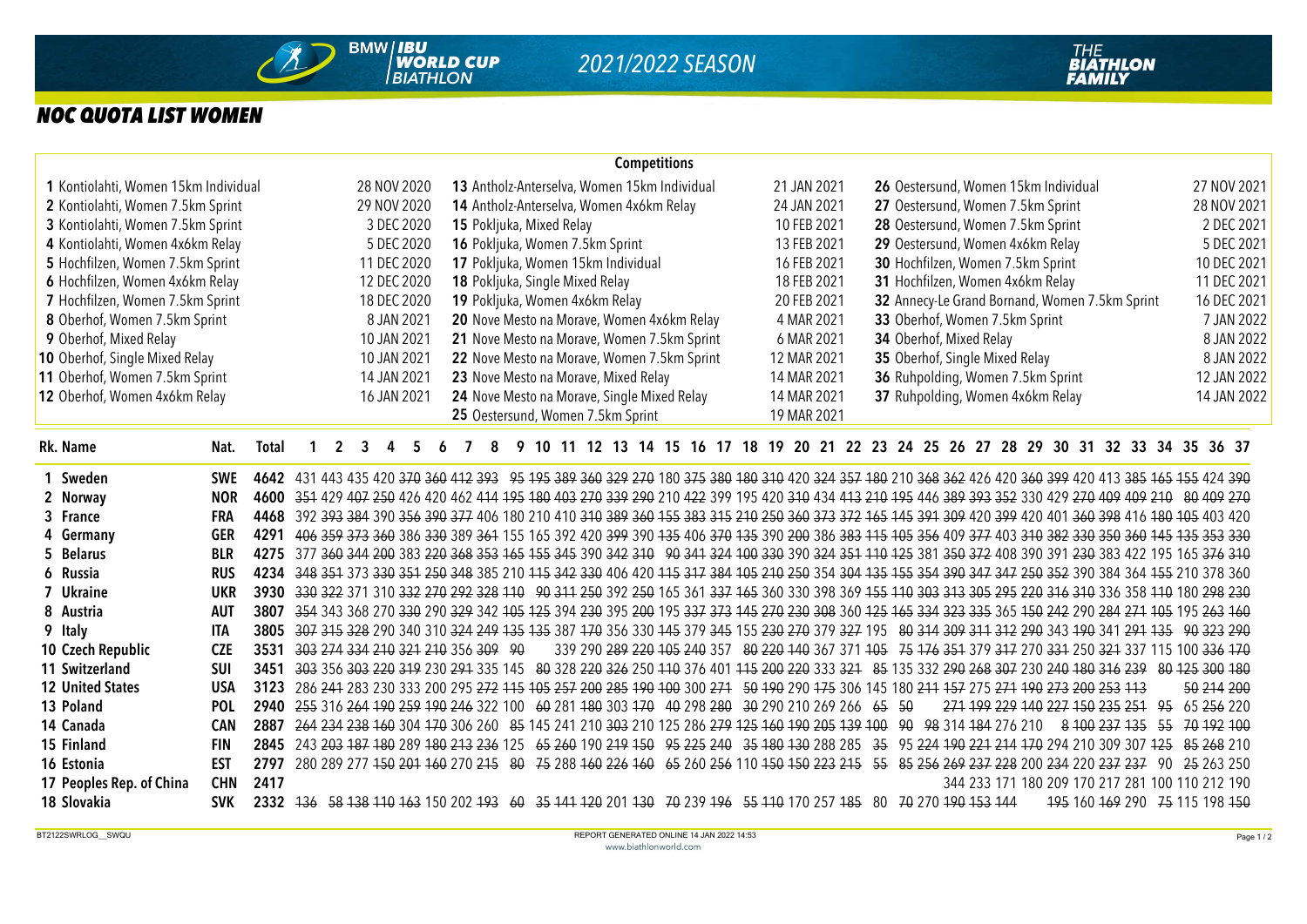# BMW IBU WORLD CUP BIATHLON

## 2021/2022 SEASON

## NOC QUOTA LIST WOMEN

### Competitions

| No. | Competition | Date |
|---|---|---|
| 1 | Kontiolahti, Women 15km Individual | 28 NOV 2020 |
| 2 | Kontiolahti, Women 7.5km Sprint | 29 NOV 2020 |
| 3 | Kontiolahti, Women 7.5km Sprint | 3 DEC 2020 |
| 4 | Kontiolahti, Women 4x6km Relay | 5 DEC 2020 |
| 5 | Hochfilzen, Women 7.5km Sprint | 11 DEC 2020 |
| 6 | Hochfilzen, Women 4x6km Relay | 12 DEC 2020 |
| 7 | Hochfilzen, Women 7.5km Sprint | 18 DEC 2020 |
| 8 | Oberhof, Women 7.5km Sprint | 8 JAN 2021 |
| 9 | Oberhof, Mixed Relay | 10 JAN 2021 |
| 10 | Oberhof, Single Mixed Relay | 10 JAN 2021 |
| 11 | Oberhof, Women 7.5km Sprint | 14 JAN 2021 |
| 12 | Oberhof, Women 4x6km Relay | 16 JAN 2021 |
| 13 | Antholz-Anterselva, Women 15km Individual | 21 JAN 2021 |
| 14 | Antholz-Anterselva, Women 4x6km Relay | 24 JAN 2021 |
| 15 | Pokljuka, Mixed Relay | 10 FEB 2021 |
| 16 | Pokljuka, Women 7.5km Sprint | 13 FEB 2021 |
| 17 | Pokljuka, Women 15km Individual | 16 FEB 2021 |
| 18 | Pokljuka, Single Mixed Relay | 18 FEB 2021 |
| 19 | Pokljuka, Women 4x6km Relay | 20 FEB 2021 |
| 20 | Nove Mesto na Morave, Women 4x6km Relay | 4 MAR 2021 |
| 21 | Nove Mesto na Morave, Women 7.5km Sprint | 6 MAR 2021 |
| 22 | Nove Mesto na Morave, Women 7.5km Sprint | 12 MAR 2021 |
| 23 | Nove Mesto na Morave, Mixed Relay | 14 MAR 2021 |
| 24 | Nove Mesto na Morave, Single Mixed Relay | 14 MAR 2021 |
| 25 | Oestersund, Women 7.5km Sprint | 19 MAR 2021 |
| 26 | Oestersund, Women 15km Individual | 27 NOV 2021 |
| 27 | Oestersund, Women 7.5km Sprint | 28 NOV 2021 |
| 28 | Oestersund, Women 7.5km Sprint | 2 DEC 2021 |
| 29 | Oestersund, Women 4x6km Relay | 5 DEC 2021 |
| 30 | Hochfilzen, Women 7.5km Sprint | 10 DEC 2021 |
| 31 | Hochfilzen, Women 4x6km Relay | 11 DEC 2021 |
| 32 | Annecy-Le Grand Bornand, Women 7.5km Sprint | 16 DEC 2021 |
| 33 | Oberhof, Women 7.5km Sprint | 7 JAN 2022 |
| 34 | Oberhof, Mixed Relay | 8 JAN 2022 |
| 35 | Oberhof, Single Mixed Relay | 8 JAN 2022 |
| 36 | Ruhpolding, Women 7.5km Sprint | 12 JAN 2022 |
| 37 | Ruhpolding, Women 4x6km Relay | 14 JAN 2022 |

| Rk. | Name | Nat. | Total | 1 | 2 | 3 | 4 | 5 | 6 | 7 | 8 | 9 | 10 | 11 | 12 | 13 | 14 | 15 | 16 | 17 | 18 | 19 | 20 | 21 | 22 | 23 | 24 | 25 | 26 | 27 | 28 | 29 | 30 | 31 | 32 | 33 | 34 | 35 | 36 | 37 |
|---|---|---|---|---|---|---|---|---|---|---|---|---|---|---|---|---|---|---|---|---|---|---|---|---|---|---|---|---|---|---|---|---|---|---|---|---|---|---|---|---|
| 1 | Sweden | SWE | 4642 | 431 | 443 | 435 | 420 | ~~370~~ | ~~360~~ | ~~412~~ | ~~393~~ | ~~95~~ | ~~195~~ | 389 | 360 | ~~329~~ | ~~270~~ | 180 | ~~375~~ | ~~380~~ | ~~180~~ | ~~310~~ | 420 | ~~324~~ | ~~357~~ | ~~180~~ | 210 | ~~368~~ | ~~362~~ | 426 | 420 | ~~360~~ | ~~399~~ | 420 | 413 | ~~385~~ | ~~165~~ | ~~155~~ | 424 | ~~390~~ |
| 2 | Norway | NOR | 4600 | ~~351~~ | 429 | ~~407~~ | ~~250~~ | 426 | 420 | 462 | ~~414~~ | ~~195~~ | ~~180~~ | 403 | ~~270~~ | ~~339~~ | ~~290~~ | 210 | ~~422~~ | 399 | 195 | 420 | ~~310~~ | 434 | ~~413~~ | ~~210~~ | ~~195~~ | 446 | ~~389~~ | ~~393~~ | ~~352~~ | 330 | 429 | ~~270~~ | ~~409~~ | ~~409~~ | ~~210~~ | 80 | 409 | ~~270~~ |
| 3 | France | FRA | 4468 | 392 | ~~393~~ | ~~384~~ | 390 | ~~356~~ | ~~390~~ | ~~377~~ | 406 | 180 | 210 | 410 | ~~310~~ | ~~389~~ | ~~360~~ | ~~155~~ | ~~383~~ | ~~315~~ | ~~210~~ | ~~250~~ | ~~360~~ | ~~373~~ | ~~372~~ | ~~165~~ | ~~145~~ | ~~391~~ | ~~309~~ | 420 | ~~399~~ | 420 | 401 | ~~360~~ | ~~398~~ | 416 | ~~180~~ | ~~105~~ | 403 | 420 |
| 4 | Germany | GER | 4291 | ~~406~~ | ~~359~~ | ~~373~~ | ~~360~~ | 386 | ~~330~~ | 389 | ~~361~~ | 155 | 165 | 392 | 420 | ~~399~~ | 390 | ~~135~~ | 406 | ~~370~~ | ~~135~~ | 390 | ~~200~~ | 386 | ~~383~~ | ~~115~~ | ~~105~~ | ~~356~~ | 409 | ~~377~~ | 403 | ~~310~~ | ~~382~~ | ~~330~~ | ~~350~~ | ~~360~~ | ~~145~~ | ~~135~~ | ~~353~~ | ~~330~~ |
| 5 | Belarus | BLR | 4275 | 377 | ~~360~~ | ~~344~~ | ~~200~~ | 383 | ~~220~~ | ~~368~~ | ~~353~~ | ~~165~~ | ~~155~~ | 345 | 390 | ~~342~~ | ~~310~~ | ~~90~~ | ~~341~~ | ~~324~~ | ~~100~~ | ~~330~~ | 390 | ~~324~~ | ~~351~~ | ~~110~~ | ~~125~~ | 381 | ~~350~~ | ~~372~~ | 408 | 390 | 391 | ~~230~~ | 383 | 422 | 195 | 165 | ~~376~~ | ~~310~~ |
| 6 | Russia | RUS | 4234 | ~~348~~ | ~~351~~ | 373 | ~~330~~ | ~~351~~ | ~~250~~ | ~~348~~ | 385 | 210 | ~~115~~ | ~~342~~ | 330 | 406 | 420 | ~~115~~ | ~~317~~ | ~~384~~ | ~~105~~ | ~~210~~ | ~~250~~ | 354 | ~~304~~ | ~~135~~ | ~~155~~ | 354 | ~~390~~ | ~~347~~ | ~~347~~ | ~~250~~ | ~~352~~ | 390 | 384 | 364 | ~~155~~ | 210 | 378 | 360 |
| 7 | Ukraine | UKR | 3930 | ~~330~~ | ~~322~~ | 371 | 310 | ~~332~~ | ~~270~~ | ~~292~~ | ~~328~~ | ~~110~~ | ~~90~~ | ~~311~~ | ~~250~~ | 392 | ~~250~~ | 165 | 361 | ~~337~~ | ~~165~~ | 360 | 330 | 398 | 369 | ~~155~~ | ~~110~~ | ~~303~~ | ~~313~~ | ~~305~~ | ~~295~~ | ~~220~~ | ~~316~~ | ~~310~~ | 336 | 358 | ~~110~~ | 180 | ~~298~~ | ~~230~~ |
| 8 | Austria | AUT | 3807 | ~~354~~ | 343 | 368 | 270 | ~~330~~ | 290 | ~~329~~ | 342 | ~~105~~ | ~~125~~ | 394 | ~~230~~ | 395 | ~~200~~ | 195 | ~~337~~ | ~~373~~ | ~~145~~ | ~~270~~ | ~~308~~ | 360 | ~~125~~ | ~~165~~ | | ~~334~~ | ~~323~~ | ~~335~~ | 365 | ~~150~~ | ~~242~~ | 290 | ~~284~~ | ~~271~~ | ~~105~~ | 195 | ~~263~~ | ~~160~~ |
| 9 | Italy | ITA | 3805 | ~~307~~ | ~~315~~ | ~~328~~ | 290 | 340 | 310 | ~~324~~ | ~~249~~ | ~~135~~ | ~~135~~ | 387 | ~~170~~ | 356 | 330 | ~~145~~ | 379 | ~~345~~ | 155 | ~~230~~ | ~~270~~ | 379 | ~~327~~ | 195 | ~~80~~ | ~~314~~ | ~~309~~ | ~~311~~ | ~~312~~ | ~~290~~ | 343 | ~~190~~ | 341 | ~~291~~ | ~~135~~ | ~~90~~ | ~~323~~ | ~~290~~ |
| 10 | Czech Republic | CZE | 3531 | ~~303~~ | ~~274~~ | ~~334~~ | ~~210~~ | ~~321~~ | ~~210~~ | 356 | ~~309~~ | ~~90~~ | | 339 | 290 | ~~289~~ | ~~220~~ | ~~105~~ | ~~240~~ | 357 | ~~80~~ | ~~220~~ | ~~140~~ | 367 | 371 | ~~105~~ | ~~75~~ | ~~176~~ | ~~351~~ | 379 | ~~317~~ | 270 | ~~331~~ | 250 | ~~321~~ | 337 | 115 | 100 | ~~336~~ | ~~170~~ |
| 11 | Switzerland | SUI | 3451 | ~~303~~ | 356 | ~~303~~ | ~~220~~ | ~~319~~ | 230 | ~~291~~ | 335 | 145 | ~~80~~ | 328 | ~~220~~ | ~~326~~ | 250 | ~~110~~ | 376 | 401 | ~~115~~ | ~~200~~ | ~~220~~ | 333 | ~~321~~ | ~~85~~ | 135 | 332 | ~~290~~ | ~~268~~ | ~~307~~ | 230 | ~~240~~ | ~~180~~ | ~~316~~ | ~~239~~ | ~~80~~ | ~~125~~ | 300 | ~~180~~ |
| 12 | United States | USA | 3123 | 286 | ~~241~~ | 283 | 230 | 333 | 200 | 295 | ~~272~~ | ~~115~~ | ~~105~~ | ~~257~~ | ~~200~~ | ~~285~~ | ~~190~~ | ~~100~~ | 300 | ~~271~~ | ~~50~~ | ~~190~~ | 290 | ~~175~~ | 306 | 145 | 180 | ~~211~~ | ~~157~~ | 275 | ~~271~~ | ~~190~~ | ~~273~~ | ~~200~~ | ~~253~~ | ~~113~~ | | ~~50~~ | ~~214~~ | ~~200~~ |
| 13 | Poland | POL | 2940 | ~~255~~ | 316 | ~~264~~ | ~~190~~ | ~~259~~ | ~~190~~ | ~~246~~ | 322 | 100 | ~~60~~ | 281 | ~~180~~ | 303 | ~~170~~ | ~~40~~ | 298 | ~~280~~ | ~~30~~ | 290 | 210 | 269 | 266 | ~~65~~ | ~~50~~ | | ~~271~~ | ~~199~~ | ~~229~~ | ~~140~~ | ~~227~~ | ~~150~~ | ~~235~~ | ~~251~~ | ~~95~~ | 65 | ~~256~~ | 220 |
| 14 | Canada | CAN | 2887 | ~~264~~ | ~~234~~ | ~~238~~ | ~~160~~ | 304 | ~~170~~ | 306 | 260 | ~~85~~ | 145 | 241 | 210 | ~~303~~ | 210 | 125 | 286 | ~~279~~ | ~~125~~ | ~~160~~ | ~~190~~ | ~~205~~ | ~~139~~ | ~~100~~ | 90 | ~~98~~ | 314 | ~~184~~ | 276 | 210 | ~~8~~ | ~~100~~ | ~~237~~ | 135 | ~~55~~ | ~~70~~ | ~~192~~ | ~~100~~ |
| 15 | Finland | FIN | 2845 | 243 | ~~203~~ | ~~187~~ | ~~180~~ | 289 | ~~180~~ | ~~213~~ | ~~236~~ | 125 | ~~65~~ | ~~260~~ | 190 | ~~219~~ | ~~150~~ | ~~95~~ | ~~225~~ | ~~240~~ | ~~35~~ | ~~180~~ | ~~130~~ | 288 | 285 | ~~35~~ | 95 | ~~224~~ | ~~190~~ | ~~221~~ | ~~214~~ | ~~170~~ | 294 | 210 | 309 | 307 | ~~125~~ | ~~85~~ | ~~268~~ | 210 |
| 16 | Estonia | EST | 2797 | 280 | 289 | 277 | ~~150~~ | ~~201~~ | ~~160~~ | 270 | ~~215~~ | ~~80~~ | ~~75~~ | 288 | ~~160~~ | ~~226~~ | ~~160~~ | ~~65~~ | 260 | ~~256~~ | 110 | ~~150~~ | ~~150~~ | ~~223~~ | ~~215~~ | ~~55~~ | ~~85~~ | ~~256~~ | ~~269~~ | ~~237~~ | ~~228~~ | 200 | ~~234~~ | 220 | ~~237~~ | ~~237~~ | 90 | ~~25~~ | 263 | 250 |
| 17 | Peoples Rep. of China | CHN | 2417 | | | | | | | | | | | | | | | | | | | | | | | | | | 344 | 233 | 171 | 180 | 209 | 170 | 217 | 281 | 100 | 110 | 212 | 190 |
| 18 | Slovakia | SVK | 2332 | ~~136~~ | ~~58~~ | ~~138~~ | ~~110~~ | ~~163~~ | 150 | 202 | ~~193~~ | ~~60~~ | ~~35~~ | ~~141~~ | ~~120~~ | 201 | ~~130~~ | ~~70~~ | 239 | ~~196~~ | ~~55~~ | ~~110~~ | 170 | 257 | ~~185~~ | 80 | ~~70~~ | 270 | ~~190~~ | ~~153~~ | ~~144~~ | | ~~195~~ | 160 | ~~169~~ | 290 | ~~75~~ | 115 | 198 | ~~150~~ |

BT2122SWRLOG__SWQU

REPORT GENERATED ONLINE 14 JAN 2022 14:53
www.biathlonworld.com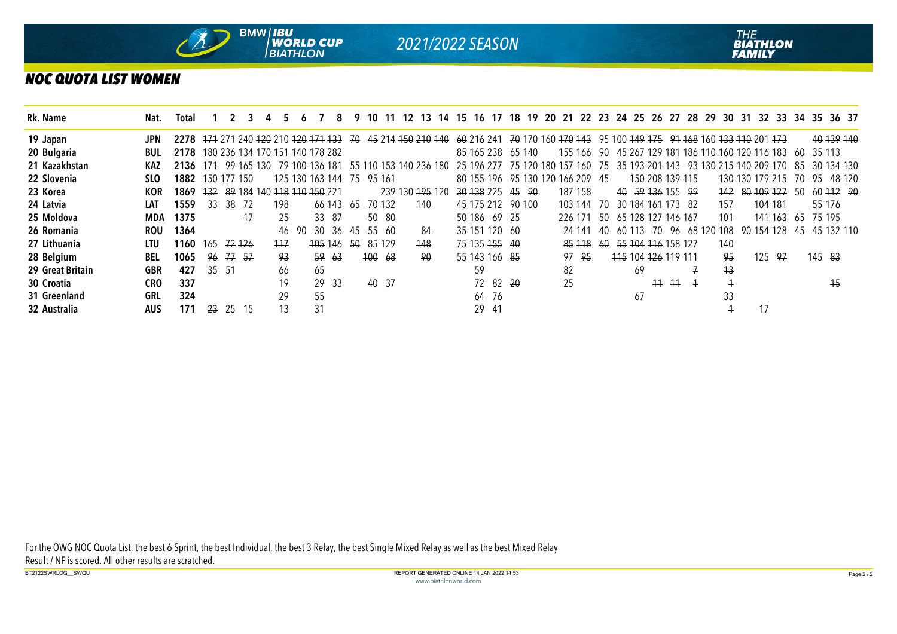## NOC QUOTA LIST WOMEN

| Rk. Name | Nat. | Total | 1 | 2 | 3 | 4 | 5 | 6 | 7 | 8 | 9 | 10 | 11 | 12 | 13 | 14 | 15 | 16 | 17 | 18 | 19 | 20 | 21 | 22 | 23 | 24 | 25 | 26 | 27 | 28 | 29 | 30 | 31 | 32 | 33 | 34 | 35 | 36 | 37 |
|---|---|---|---|---|---|---|---|---|---|---|---|---|---|---|---|---|---|---|---|---|---|---|---|---|---|---|---|---|---|---|---|---|---|---|---|---|---|---|---|
| 19 Japan | JPN | 2278 | ~~171~~ | 271 | 240 | ~~120~~ | 210 | ~~120~~ | ~~171~~ | ~~133~~ | ~~70~~ | ~~45~~ | 214 | ~~150~~ | ~~210~~ | ~~140~~ | ~~60~~ | 216 | 241 | ~~70~~ | 170 | 160 | ~~170~~ | ~~143~~ | 95 | 100 | ~~149~~ | ~~175~~ | ~~91~~ | ~~168~~ | 160 | ~~133~~ | ~~110~~ | 201 | ~~173~~ | | ~~40~~ | ~~139~~ | ~~140~~ |
| 20 Bulgaria | BUL | 2178 | ~~180~~ | 236 | ~~134~~ | 170 | ~~151~~ | 140 | ~~178~~ | 282 | | | | | | | ~~85~~ | ~~165~~ | 238 | 65 | 140 | | ~~155~~ | ~~166~~ | 90 | ~~45~~ | 267 | ~~129~~ | 181 | 186 | ~~110~~ | ~~160~~ | ~~120~~ | ~~116~~ | 183 | ~~60~~ | ~~35~~ | ~~113~~ | |
| 21 Kazakhstan | KAZ | 2136 | ~~171~~ | ~~99~~ | ~~165~~ | ~~130~~ | ~~79~~ | ~~100~~ | ~~136~~ | 181 | ~~55~~ | 110 | ~~153~~ | 140 | ~~236~~ | 180 | ~~25~~ | 196 | 277 | ~~75~~ | ~~120~~ | 180 | ~~157~~ | ~~160~~ | ~~75~~ | ~~35~~ | 193 | ~~201~~ | ~~143~~ | ~~93~~ | ~~130~~ | 215 | ~~140~~ | 209 | 170 | 85 | ~~30~~ | ~~134~~ | ~~130~~ |
| 22 Slovenia | SLO | 1882 | ~~150~~ | 177 | ~~150~~ | | ~~125~~ | 130 | 163 | ~~144~~ | ~~75~~ | 95 | ~~161~~ | | | | 80 | ~~155~~ | ~~196~~ | ~~95~~ | 130 | ~~120~~ | 166 | 209 | ~~45~~ | | ~~150~~ | 208 | ~~139~~ | ~~115~~ | | ~~130~~ | 130 | 179 | 215 | ~~70~~ | ~~95~~ | ~~48~~ | ~~120~~ |
| 23 Korea | KOR | 1869 | ~~132~~ | ~~89~~ | 184 | 140 | ~~118~~ | ~~110~~ | ~~150~~ | 221 | | | 239 | 130 | ~~195~~ | 120 | ~~30~~ | ~~138~~ | 225 | ~~45~~ | ~~90~~ | | 187 | 158 | | ~~40~~ | ~~59~~ | ~~136~~ | 155 | ~~99~~ | | ~~142~~ | ~~80~~ | ~~109~~ | ~~127~~ | 50 | 60 | ~~112~~ | ~~90~~ |
| 24 Latvia | LAT | 1559 | ~~33~~ | ~~38~~ | ~~72~~ | | 198 | | ~~66~~ | ~~143~~ | ~~65~~ | ~~70~~ | ~~132~~ | | ~~140~~ | | ~~45~~ | 175 | 212 | | 90 | 100 | ~~103~~ | ~~144~~ | 70 | ~~30~~ | 184 | ~~161~~ | 173 | ~~82~~ | | ~~157~~ | | ~~104~~ | 181 | | | ~~55~~ | 176 |
| 25 Moldova | MDA | 1375 | | | | ~~17~~ | ~~25~~ | | ~~33~~ | ~~87~~ | | ~~50~~ | ~~80~~ | | | | ~~50~~ | 186 | ~~69~~ | ~~25~~ | | | 226 | 171 | ~~50~~ | ~~65~~ | ~~128~~ | 127 | ~~146~~ | 167 | | ~~101~~ | | ~~141~~ | 163 | 65 | 75 | 195 | |
| 26 Romania | ROU | 1364 | | | | | ~~46~~ | 90 | ~~30~~ | ~~36~~ | 45 | ~~55~~ | ~~60~~ | | ~~84~~ | | ~~35~~ | 151 | 120 | 60 | | | ~~24~~ | 141 | ~~40~~ | ~~60~~ | 113 | ~~70~~ | ~~96~~ | ~~68~~ | 120 | ~~108~~ | ~~90~~ | 154 | 128 | ~~45~~ | ~~45~~ | 132 | 110 |
| 27 Lithuania | LTU | 1160 | 165 | ~~72~~ | ~~126~~ | | ~~117~~ | | ~~105~~ | 146 | ~~50~~ | 85 | 129 | | ~~148~~ | | 75 | 135 | ~~155~~ | ~~40~~ | | | ~~85~~ | ~~118~~ | ~~60~~ | ~~55~~ | ~~104~~ | ~~116~~ | 158 | 127 | | 140 | | | | | | | |
| 28 Belgium | BEL | 1065 | ~~96~~ | ~~77~~ | ~~57~~ | | ~~93~~ | | ~~59~~ | ~~63~~ | | ~~100~~ | ~~68~~ | | ~~90~~ | | 55 | 143 | 166 | ~~85~~ | | | 97 | ~~95~~ | | ~~115~~ | 104 | ~~126~~ | 119 | 111 | | ~~95~~ | | 125 | ~~97~~ | | 145 | ~~83~~ | |
| 29 Great Britain | GBR | 427 | 35 | 51 | | | 66 | | 65 | | | | | | | | 59 | | | | | | 82 | | | | 69 | | | ~~7~~ | | ~~13~~ | | | | | | | |
| 30 Croatia | CRO | 337 | | | | | 19 | | 29 | 33 | | 40 | 37 | | | | | 72 | 82 | ~~20~~ | | | 25 | | | | | ~~11~~ | ~~11~~ | ~~1~~ | | ~~1~~ | | | | | | | ~~15~~ |
| 31 Greenland | GRL | 324 | | | | | 29 | | 55 | | | | | | | | | 64 | 76 | | | | | | | 67 | | | | | | 33 | | | | | | | |
| 32 Australia | AUS | 171 | ~~23~~ | 25 | 15 | | 13 | | 31 | | | | | | | | | 29 | 41 | | | | | | | | | | | | | ~~1~~ | 17 | | | | | | |

For the OWG NOC Quota List, the best 6 Sprint, the best Individual, the best 3 Relay, the best Single Mixed Relay as well as the best Mixed Relay Result / NF is scored. All other results are scratched.